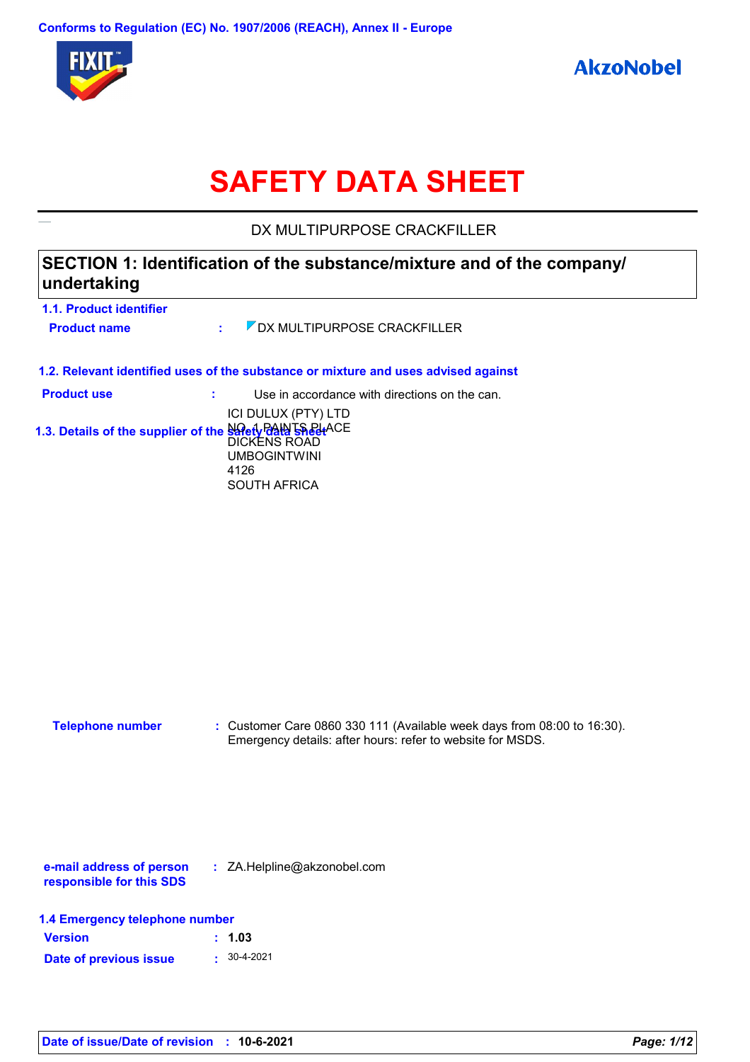Conforms to Regulation (EC) No. 1907/2006 (REACH), Annex II - Europe

# SAFETY DATA SHEET

DX MULTIPURPOSE CRACKFILLER

## SECTION 1: Identification of the substance/mixture and of the company/ undertaking

### 1.1. Product identifier

**Product name** : DX MULTIPURPOSE CRACKFILLER

### 1.2. Relevant identified uses of the substance or mixture and uses advised against

**Product use** : Use in accordance with directions on the can.

### 1.3. Details of the supplier of the safety data sheet

ICI DULUX (PTY) LTD
NO. 1 PAINTS PLACE
DICKENS ROAD
UMBOGINTWINI
4126
SOUTH AFRICA

**Telephone number** : Customer Care 0860 330 111 (Available week days from 08:00 to 16:30).
Emergency details: after hours: refer to website for MSDS.

**e-mail address of person responsible for this SDS** : ZA.Helpline@akzonobel.com

### 1.4 Emergency telephone number

**Version** : **1.03**

**Date of previous issue** : 30-4-2021

**Date of issue/Date of revision** : **10-6-2021**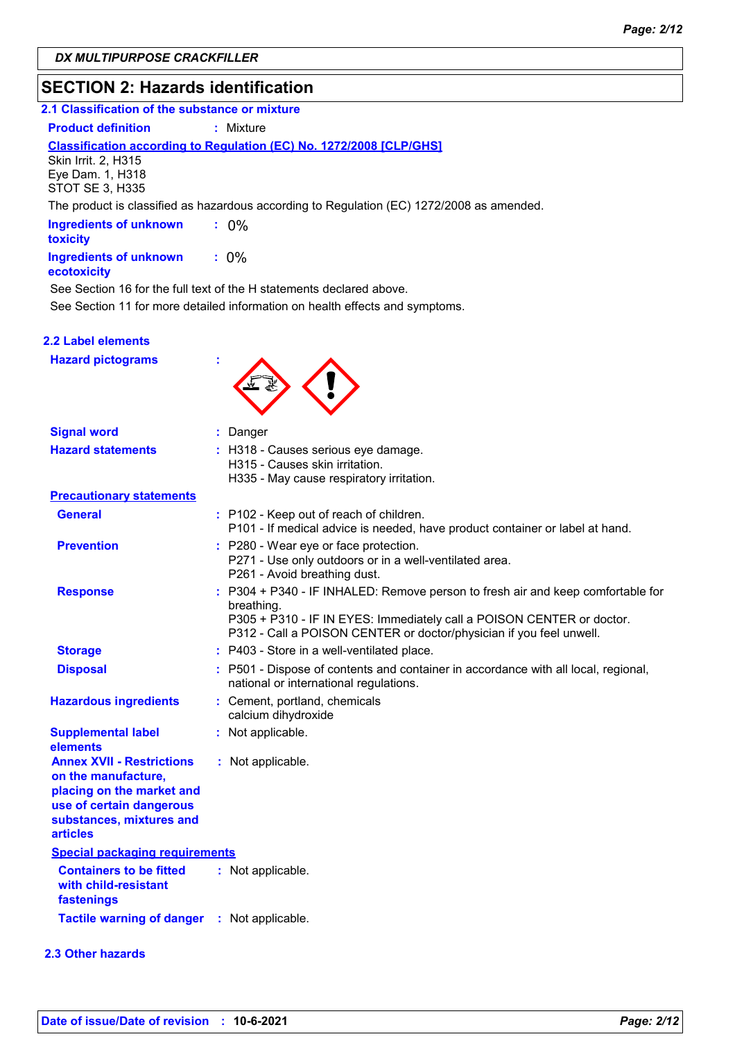DX MULTIPURPOSE CRACKFILLER

## SECTION 2: Hazards identification

### 2.1 Classification of the substance or mixture

**Product definition** : Mixture

**Classification according to Regulation (EC) No. 1272/2008 [CLP/GHS]**

Skin Irrit. 2, H315
Eye Dam. 1, H318
STOT SE 3, H335

The product is classified as hazardous according to Regulation (EC) 1272/2008 as amended.

**Ingredients of unknown toxicity** : 0%

**Ingredients of unknown ecotoxicity** : 0%

See Section 16 for the full text of the H statements declared above.

See Section 11 for more detailed information on health effects and symptoms.

### 2.2 Label elements

**Hazard pictograms** :

**Signal word** : Danger

**Hazard statements** : H318 - Causes serious eye damage.
H315 - Causes skin irritation.
H335 - May cause respiratory irritation.

**Precautionary statements**

**General** : P102 - Keep out of reach of children.
P101 - If medical advice is needed, have product container or label at hand.

**Prevention** : P280 - Wear eye or face protection.
P271 - Use only outdoors or in a well-ventilated area.
P261 - Avoid breathing dust.

**Response** : P304 + P340 - IF INHALED: Remove person to fresh air and keep comfortable for breathing.
P305 + P310 - IF IN EYES: Immediately call a POISON CENTER or doctor.
P312 - Call a POISON CENTER or doctor/physician if you feel unwell.

**Storage** : P403 - Store in a well-ventilated place.

**Disposal** : P501 - Dispose of contents and container in accordance with all local, regional, national or international regulations.

**Hazardous ingredients** : Cement, portland, chemicals
calcium dihydroxide

**Supplemental label elements** : Not applicable.

**Annex XVII - Restrictions on the manufacture, placing on the market and use of certain dangerous substances, mixtures and articles** : Not applicable.

**Special packaging requirements**

**Containers to be fitted with child-resistant fastenings** : Not applicable.

**Tactile warning of danger** : Not applicable.

### 2.3 Other hazards

**Date of issue/Date of revision** : 10-6-2021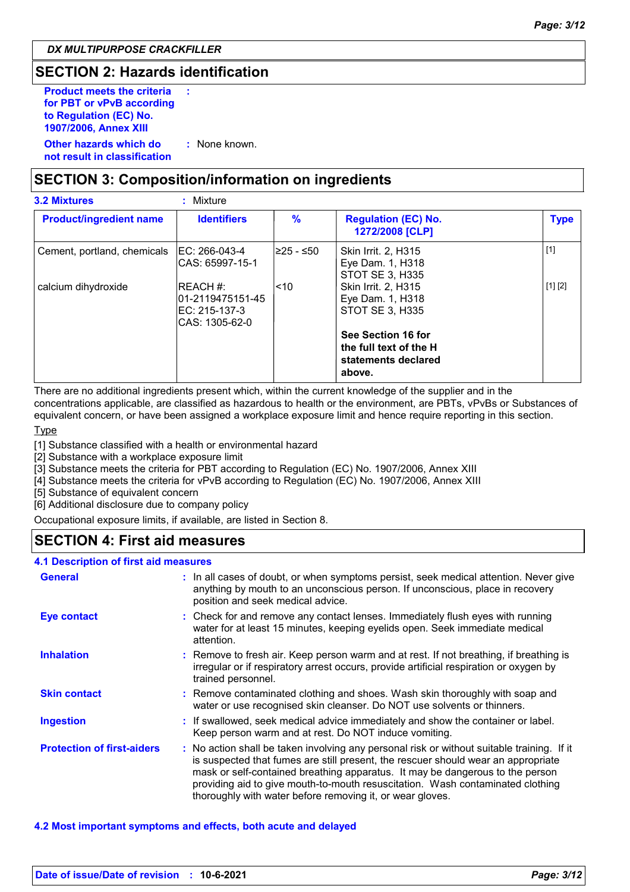*DX MULTIPURPOSE CRACKFILLER*

## SECTION 2: Hazards identification

**Product meets the criteria for PBT or vPvB according to Regulation (EC) No. 1907/2006, Annex XIII** :

**Other hazards which do not result in classification** : None known.

## SECTION 3: Composition/information on ingredients

**3.2 Mixtures** : Mixture

| Product/ingredient name | Identifiers | % | Regulation (EC) No. 1272/2008 [CLP] | Type |
|---|---|---|---|---|
| Cement, portland, chemicals | EC: 266-043-4<br>CAS: 65997-15-1 | ≥25 - ≤50 | Skin Irrit. 2, H315<br>Eye Dam. 1, H318<br>STOT SE 3, H335 | [1] |
| calcium dihydroxide | REACH #: 01-2119475151-45<br>EC: 215-137-3<br>CAS: 1305-62-0 | <10 | Skin Irrit. 2, H315<br>Eye Dam. 1, H318<br>STOT SE 3, H335<br><br>**See Section 16 for the full text of the H statements declared above.** | [1] [2] |

There are no additional ingredients present which, within the current knowledge of the supplier and in the concentrations applicable, are classified as hazardous to health or the environment, are PBTs, vPvBs or Substances of equivalent concern, or have been assigned a workplace exposure limit and hence require reporting in this section.

Type

[1] Substance classified with a health or environmental hazard
[2] Substance with a workplace exposure limit
[3] Substance meets the criteria for PBT according to Regulation (EC) No. 1907/2006, Annex XIII
[4] Substance meets the criteria for vPvB according to Regulation (EC) No. 1907/2006, Annex XIII
[5] Substance of equivalent concern
[6] Additional disclosure due to company policy

Occupational exposure limits, if available, are listed in Section 8.

## SECTION 4: First aid measures

### 4.1 Description of first aid measures

**General** : In all cases of doubt, or when symptoms persist, seek medical attention. Never give anything by mouth to an unconscious person. If unconscious, place in recovery position and seek medical advice.

**Eye contact** : Check for and remove any contact lenses. Immediately flush eyes with running water for at least 15 minutes, keeping eyelids open. Seek immediate medical attention.

**Inhalation** : Remove to fresh air. Keep person warm and at rest. If not breathing, if breathing is irregular or if respiratory arrest occurs, provide artificial respiration or oxygen by trained personnel.

**Skin contact** : Remove contaminated clothing and shoes. Wash skin thoroughly with soap and water or use recognised skin cleanser. Do NOT use solvents or thinners.

**Ingestion** : If swallowed, seek medical advice immediately and show the container or label. Keep person warm and at rest. Do NOT induce vomiting.

**Protection of first-aiders** : No action shall be taken involving any personal risk or without suitable training. If it is suspected that fumes are still present, the rescuer should wear an appropriate mask or self-contained breathing apparatus. It may be dangerous to the person providing aid to give mouth-to-mouth resuscitation. Wash contaminated clothing thoroughly with water before removing it, or wear gloves.

### 4.2 Most important symptoms and effects, both acute and delayed

**Date of issue/Date of revision** : **10-6-2021**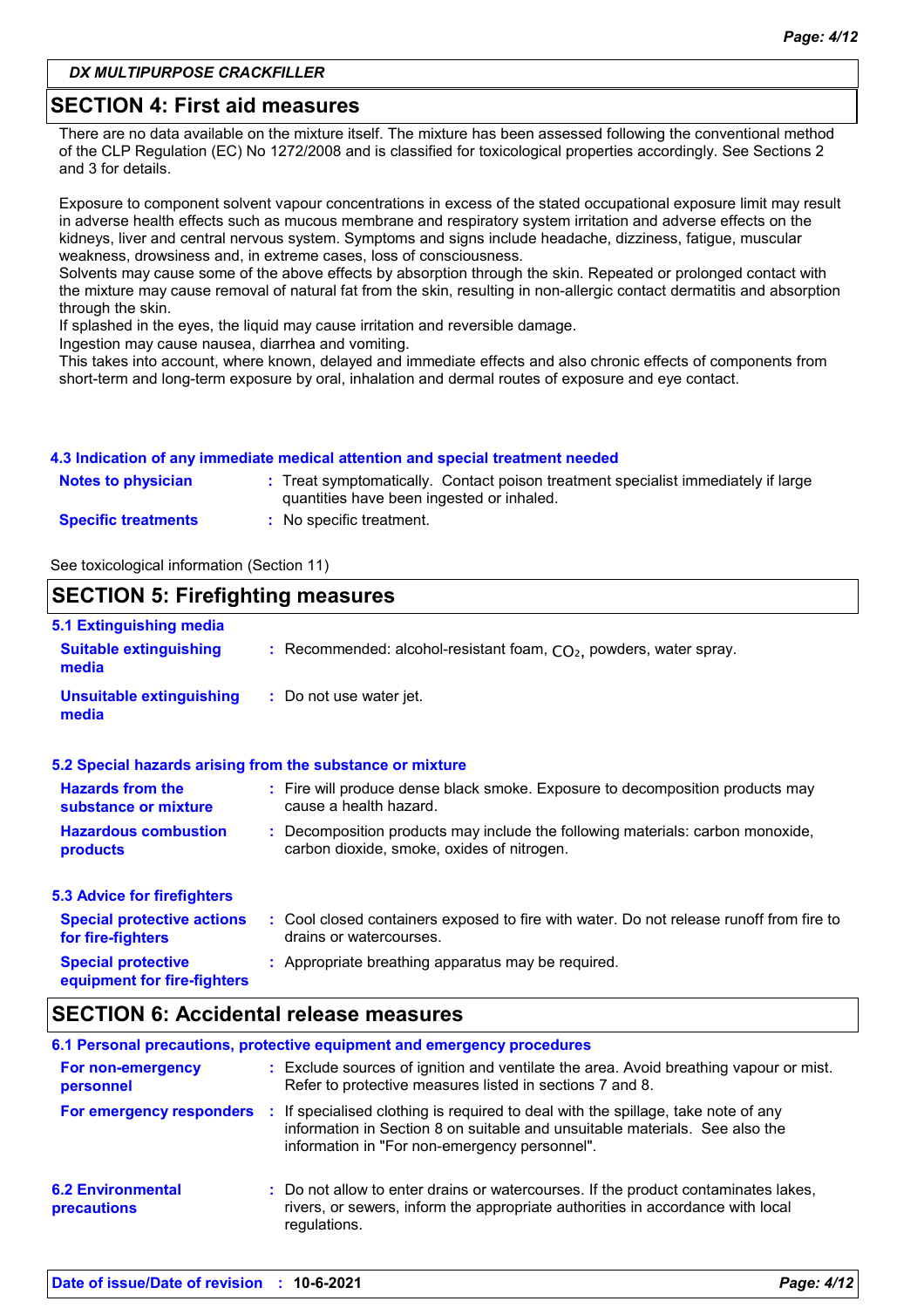## SECTION 4: First aid measures

There are no data available on the mixture itself. The mixture has been assessed following the conventional method of the CLP Regulation (EC) No 1272/2008 and is classified for toxicological properties accordingly. See Sections 2 and 3 for details.

Exposure to component solvent vapour concentrations in excess of the stated occupational exposure limit may result in adverse health effects such as mucous membrane and respiratory system irritation and adverse effects on the kidneys, liver and central nervous system. Symptoms and signs include headache, dizziness, fatigue, muscular weakness, drowsiness and, in extreme cases, loss of consciousness.
Solvents may cause some of the above effects by absorption through the skin. Repeated or prolonged contact with the mixture may cause removal of natural fat from the skin, resulting in non-allergic contact dermatitis and absorption through the skin.
If splashed in the eyes, the liquid may cause irritation and reversible damage.
Ingestion may cause nausea, diarrhea and vomiting.
This takes into account, where known, delayed and immediate effects and also chronic effects of components from short-term and long-term exposure by oral, inhalation and dermal routes of exposure and eye contact.

### 4.3 Indication of any immediate medical attention and special treatment needed

**Notes to physician** : Treat symptomatically. Contact poison treatment specialist immediately if large quantities have been ingested or inhaled.

**Specific treatments** : No specific treatment.

See toxicological information (Section 11)

## SECTION 5: Firefighting measures

### 5.1 Extinguishing media

**Suitable extinguishing media** : Recommended: alcohol-resistant foam, $CO_2$, powders, water spray.

**Unsuitable extinguishing media** : Do not use water jet.

### 5.2 Special hazards arising from the substance or mixture

**Hazards from the substance or mixture** : Fire will produce dense black smoke. Exposure to decomposition products may cause a health hazard.

**Hazardous combustion products** : Decomposition products may include the following materials: carbon monoxide, carbon dioxide, smoke, oxides of nitrogen.

### 5.3 Advice for firefighters

**Special protective actions for fire-fighters** : Cool closed containers exposed to fire with water. Do not release runoff from fire to drains or watercourses.

**Special protective equipment for fire-fighters** : Appropriate breathing apparatus may be required.

## SECTION 6: Accidental release measures

### 6.1 Personal precautions, protective equipment and emergency procedures

**For non-emergency personnel** : Exclude sources of ignition and ventilate the area. Avoid breathing vapour or mist. Refer to protective measures listed in sections 7 and 8.

**For emergency responders** : If specialised clothing is required to deal with the spillage, take note of any information in Section 8 on suitable and unsuitable materials. See also the information in "For non-emergency personnel".

### 6.2 Environmental precautions

Do not allow to enter drains or watercourses. If the product contaminates lakes, rivers, or sewers, inform the appropriate authorities in accordance with local regulations.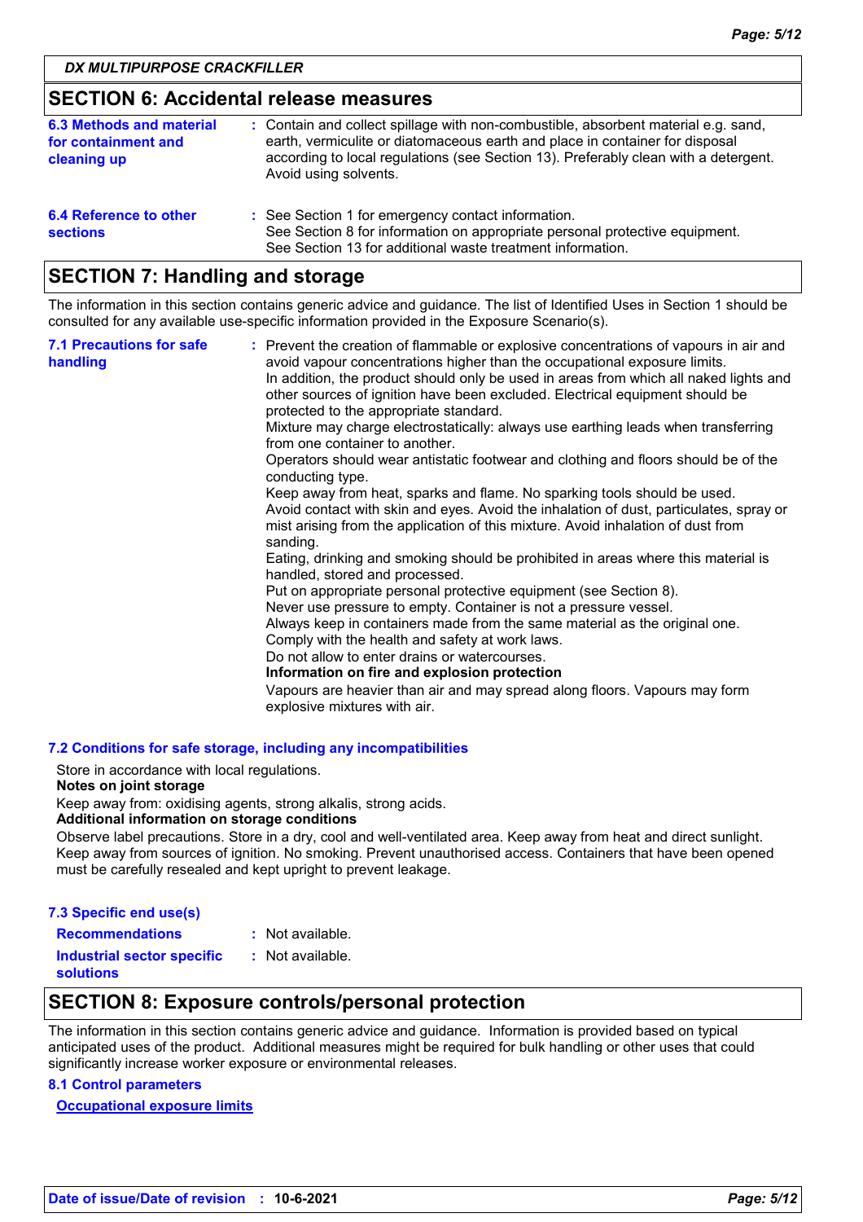## SECTION 6: Accidental release measures

**6.3 Methods and material for containment and cleaning up** : Contain and collect spillage with non-combustible, absorbent material e.g. sand, earth, vermiculite or diatomaceous earth and place in container for disposal according to local regulations (see Section 13). Preferably clean with a detergent. Avoid using solvents.

**6.4 Reference to other sections** : See Section 1 for emergency contact information.
See Section 8 for information on appropriate personal protective equipment.
See Section 13 for additional waste treatment information.

## SECTION 7: Handling and storage

The information in this section contains generic advice and guidance. The list of Identified Uses in Section 1 should be consulted for any available use-specific information provided in the Exposure Scenario(s).

**7.1 Precautions for safe handling** : Prevent the creation of flammable or explosive concentrations of vapours in air and avoid vapour concentrations higher than the occupational exposure limits.
In addition, the product should only be used in areas from which all naked lights and other sources of ignition have been excluded. Electrical equipment should be protected to the appropriate standard.
Mixture may charge electrostatically: always use earthing leads when transferring from one container to another.
Operators should wear antistatic footwear and clothing and floors should be of the conducting type.
Keep away from heat, sparks and flame. No sparking tools should be used.
Avoid contact with skin and eyes. Avoid the inhalation of dust, particulates, spray or mist arising from the application of this mixture. Avoid inhalation of dust from sanding.
Eating, drinking and smoking should be prohibited in areas where this material is handled, stored and processed.
Put on appropriate personal protective equipment (see Section 8).
Never use pressure to empty. Container is not a pressure vessel.
Always keep in containers made from the same material as the original one.
Comply with the health and safety at work laws.
Do not allow to enter drains or watercourses.
**Information on fire and explosion protection**
Vapours are heavier than air and may spread along floors. Vapours may form explosive mixtures with air.

**7.2 Conditions for safe storage, including any incompatibilities**

Store in accordance with local regulations.
**Notes on joint storage**
Keep away from: oxidising agents, strong alkalis, strong acids.
**Additional information on storage conditions**
Observe label precautions. Store in a dry, cool and well-ventilated area. Keep away from heat and direct sunlight. Keep away from sources of ignition. No smoking. Prevent unauthorised access. Containers that have been opened must be carefully resealed and kept upright to prevent leakage.

**7.3 Specific end use(s)**

**Recommendations** : Not available.

**Industrial sector specific solutions** : Not available.

## SECTION 8: Exposure controls/personal protection

The information in this section contains generic advice and guidance. Information is provided based on typical anticipated uses of the product. Additional measures might be required for bulk handling or other uses that could significantly increase worker exposure or environmental releases.

**8.1 Control parameters**

**Occupational exposure limits**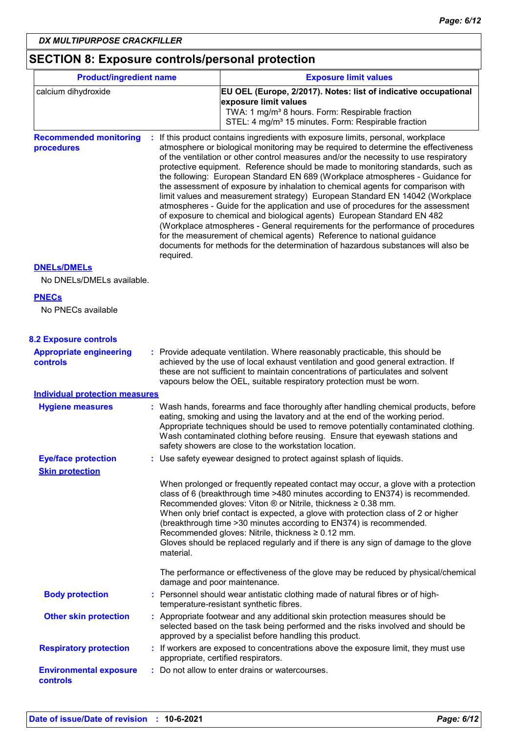DX MULTIPURPOSE CRACKFILLER

## SECTION 8: Exposure controls/personal protection

| Product/ingredient name | Exposure limit values |
| --- | --- |
| calcium dihydroxide | **EU OEL (Europe, 2/2017). Notes: list of indicative occupational exposure limit values**<br>TWA: 1 mg/m³ 8 hours. Form: Respirable fraction<br>STEL: 4 mg/m³ 15 minutes. Form: Respirable fraction |

**Recommended monitoring procedures** : If this product contains ingredients with exposure limits, personal, workplace atmosphere or biological monitoring may be required to determine the effectiveness of the ventilation or other control measures and/or the necessity to use respiratory protective equipment. Reference should be made to monitoring standards, such as the following: European Standard EN 689 (Workplace atmospheres - Guidance for the assessment of exposure by inhalation to chemical agents for comparison with limit values and measurement strategy) European Standard EN 14042 (Workplace atmospheres - Guide for the application and use of procedures for the assessment of exposure to chemical and biological agents) European Standard EN 482 (Workplace atmospheres - General requirements for the performance of procedures for the measurement of chemical agents) Reference to national guidance documents for methods for the determination of hazardous substances will also be required.

**DNELs/DMELs**

No DNELs/DMELs available.

**PNECs**

No PNECs available

### 8.2 Exposure controls

**Appropriate engineering controls** : Provide adequate ventilation. Where reasonably practicable, this should be achieved by the use of local exhaust ventilation and good general extraction. If these are not sufficient to maintain concentrations of particulates and solvent vapours below the OEL, suitable respiratory protection must be worn.

**Individual protection measures**

**Hygiene measures** : Wash hands, forearms and face thoroughly after handling chemical products, before eating, smoking and using the lavatory and at the end of the working period. Appropriate techniques should be used to remove potentially contaminated clothing. Wash contaminated clothing before reusing. Ensure that eyewash stations and safety showers are close to the workstation location.

**Eye/face protection** : Use safety eyewear designed to protect against splash of liquids.

**Skin protection**

When prolonged or frequently repeated contact may occur, a glove with a protection class of 6 (breakthrough time >480 minutes according to EN374) is recommended. Recommended gloves: Viton ® or Nitrile, thickness ≥ 0.38 mm.
When only brief contact is expected, a glove with protection class of 2 or higher (breakthrough time >30 minutes according to EN374) is recommended.
Recommended gloves: Nitrile, thickness ≥ 0.12 mm.
Gloves should be replaced regularly and if there is any sign of damage to the glove material.

The performance or effectiveness of the glove may be reduced by physical/chemical damage and poor maintenance.

**Body protection** : Personnel should wear antistatic clothing made of natural fibres or of high-temperature-resistant synthetic fibres.

**Other skin protection** : Appropriate footwear and any additional skin protection measures should be selected based on the task being performed and the risks involved and should be approved by a specialist before handling this product.

**Respiratory protection** : If workers are exposed to concentrations above the exposure limit, they must use appropriate, certified respirators.

**Environmental exposure controls** : Do not allow to enter drains or watercourses.

**Date of issue/Date of revision** : **10-6-2021**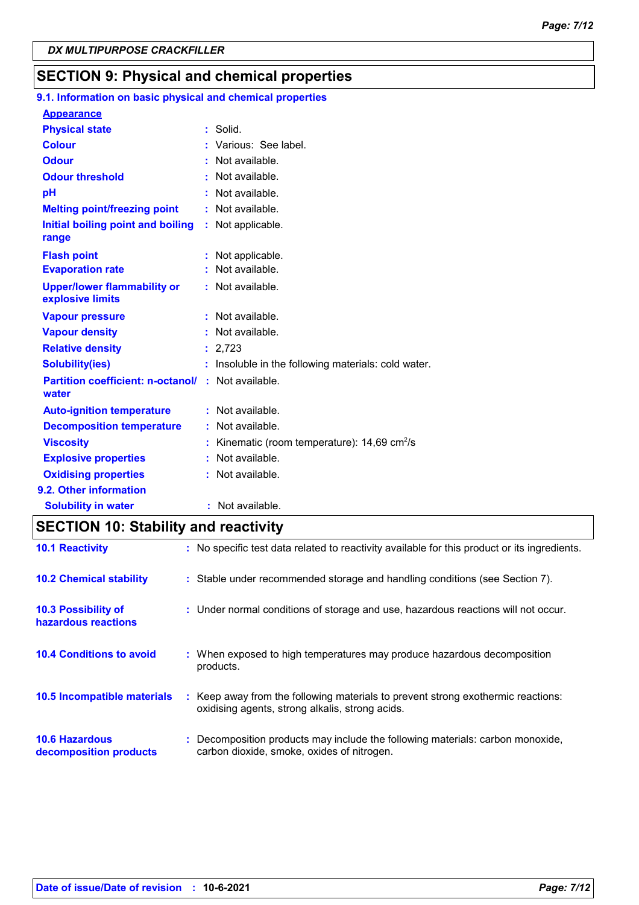DX MULTIPURPOSE CRACKFILLER

## SECTION 9: Physical and chemical properties

### 9.1. Information on basic physical and chemical properties

**Appearance**

| | |
|---|---|
| **Physical state** | : Solid. |
| **Colour** | : Various: See label. |
| **Odour** | : Not available. |
| **Odour threshold** | : Not available. |
| **pH** | : Not available. |
| **Melting point/freezing point** | : Not available. |
| **Initial boiling point and boiling range** | : Not applicable. |
| **Flash point** | : Not applicable. |
| **Evaporation rate** | : Not available. |
| **Upper/lower flammability or explosive limits** | : Not available. |
| **Vapour pressure** | : Not available. |
| **Vapour density** | : Not available. |
| **Relative density** | : 2,723 |
| **Solubility(ies)** | : Insoluble in the following materials: cold water. |
| **Partition coefficient: n-octanol/ water** | : Not available. |
| **Auto-ignition temperature** | : Not available. |
| **Decomposition temperature** | : Not available. |
| **Viscosity** | : Kinematic (room temperature): 14,69 $cm^2/s$ |
| **Explosive properties** | : Not available. |
| **Oxidising properties** | : Not available. |

### 9.2. Other information

| | |
|---|---|
| **Solubility in water** | : Not available. |

## SECTION 10: Stability and reactivity

| | |
|---|---|
| **10.1 Reactivity** | : No specific test data related to reactivity available for this product or its ingredients. |
| **10.2 Chemical stability** | : Stable under recommended storage and handling conditions (see Section 7). |
| **10.3 Possibility of hazardous reactions** | : Under normal conditions of storage and use, hazardous reactions will not occur. |
| **10.4 Conditions to avoid** | : When exposed to high temperatures may produce hazardous decomposition products. |
| **10.5 Incompatible materials** | : Keep away from the following materials to prevent strong exothermic reactions: oxidising agents, strong alkalis, strong acids. |
| **10.6 Hazardous decomposition products** | : Decomposition products may include the following materials: carbon monoxide, carbon dioxide, smoke, oxides of nitrogen. |

**Date of issue/Date of revision** : **10-6-2021**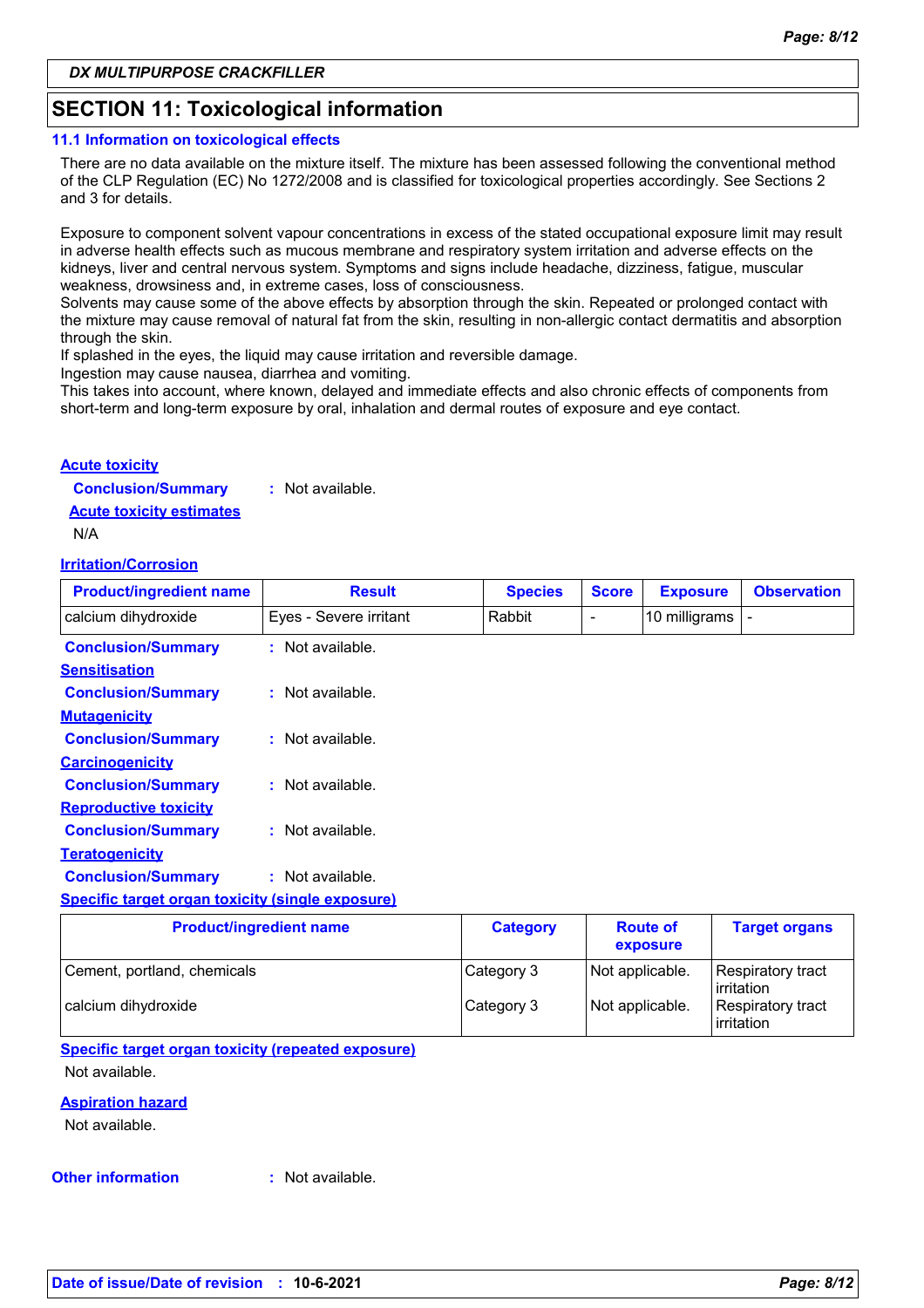DX MULTIPURPOSE CRACKFILLER

## SECTION 11: Toxicological information

### 11.1 Information on toxicological effects

There are no data available on the mixture itself. The mixture has been assessed following the conventional method of the CLP Regulation (EC) No 1272/2008 and is classified for toxicological properties accordingly. See Sections 2 and 3 for details.

Exposure to component solvent vapour concentrations in excess of the stated occupational exposure limit may result in adverse health effects such as mucous membrane and respiratory system irritation and adverse effects on the kidneys, liver and central nervous system. Symptoms and signs include headache, dizziness, fatigue, muscular weakness, drowsiness and, in extreme cases, loss of consciousness.
Solvents may cause some of the above effects by absorption through the skin. Repeated or prolonged contact with the mixture may cause removal of natural fat from the skin, resulting in non-allergic contact dermatitis and absorption through the skin.
If splashed in the eyes, the liquid may cause irritation and reversible damage.
Ingestion may cause nausea, diarrhea and vomiting.
This takes into account, where known, delayed and immediate effects and also chronic effects of components from short-term and long-term exposure by oral, inhalation and dermal routes of exposure and eye contact.

**Acute toxicity**

**Conclusion/Summary** : Not available.

**Acute toxicity estimates**

N/A

**Irritation/Corrosion**

| Product/ingredient name | Result | Species | Score | Exposure | Observation |
|---|---|---|---|---|---|
| calcium dihydroxide | Eyes - Severe irritant | Rabbit | - | 10 milligrams | - |

**Conclusion/Summary** : Not available.

**Sensitisation**

**Conclusion/Summary** : Not available.

**Mutagenicity**

**Conclusion/Summary** : Not available.

**Carcinogenicity**

**Conclusion/Summary** : Not available.

**Reproductive toxicity**

**Conclusion/Summary** : Not available.

**Teratogenicity**

**Conclusion/Summary** : Not available.

**Specific target organ toxicity (single exposure)**

| Product/ingredient name | Category | Route of exposure | Target organs |
|---|---|---|---|
| Cement, portland, chemicals | Category 3 | Not applicable. | Respiratory tract irritation |
| calcium dihydroxide | Category 3 | Not applicable. | Respiratory tract irritation |

**Specific target organ toxicity (repeated exposure)**

Not available.

**Aspiration hazard**

Not available.

**Other information** : Not available.

**Date of issue/Date of revision** : **10-6-2021**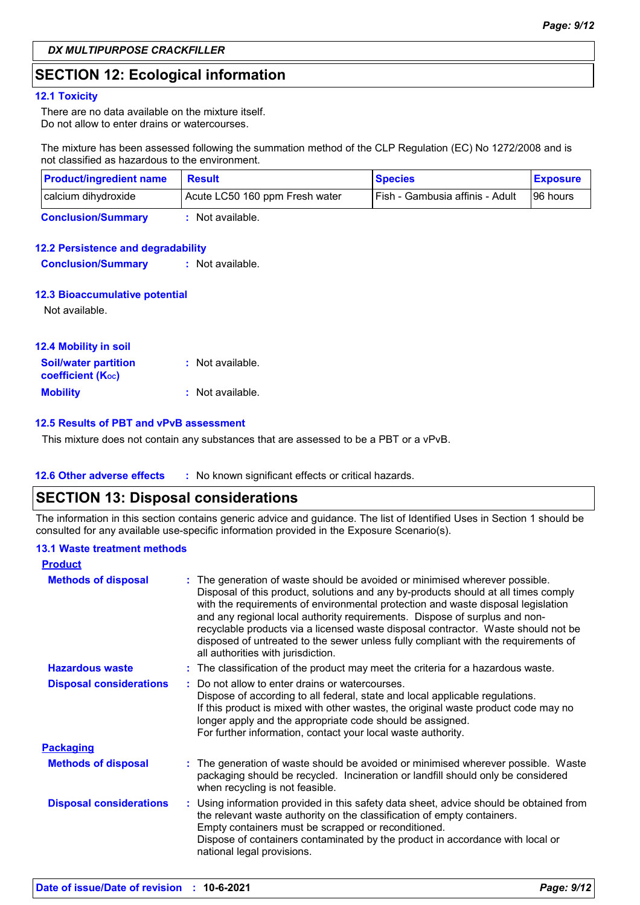## SECTION 12: Ecological information

### 12.1 Toxicity

There are no data available on the mixture itself.
Do not allow to enter drains or watercourses.

The mixture has been assessed following the summation method of the CLP Regulation (EC) No 1272/2008 and is not classified as hazardous to the environment.

| Product/ingredient name | Result | Species | Exposure |
|---|---|---|---|
| calcium dihydroxide | Acute LC50 160 ppm Fresh water | Fish - Gambusia affinis - Adult | 96 hours |

**Conclusion/Summary** : Not available.

### 12.2 Persistence and degradability

**Conclusion/Summary** : Not available.

### 12.3 Bioaccumulative potential

Not available.

### 12.4 Mobility in soil

**Soil/water partition coefficient ($K_{OC}$)** : Not available.

**Mobility** : Not available.

### 12.5 Results of PBT and vPvB assessment

This mixture does not contain any substances that are assessed to be a PBT or a vPvB.

### 12.6 Other adverse effects

: No known significant effects or critical hazards.

## SECTION 13: Disposal considerations

The information in this section contains generic advice and guidance. The list of Identified Uses in Section 1 should be consulted for any available use-specific information provided in the Exposure Scenario(s).

### 13.1 Waste treatment methods

**Product**

**Methods of disposal** : The generation of waste should be avoided or minimised wherever possible. Disposal of this product, solutions and any by-products should at all times comply with the requirements of environmental protection and waste disposal legislation and any regional local authority requirements. Dispose of surplus and non-recyclable products via a licensed waste disposal contractor. Waste should not be disposed of untreated to the sewer unless fully compliant with the requirements of all authorities with jurisdiction.

**Hazardous waste** : The classification of the product may meet the criteria for a hazardous waste.

**Disposal considerations** : Do not allow to enter drains or watercourses.
Dispose of according to all federal, state and local applicable regulations.
If this product is mixed with other wastes, the original waste product code may no longer apply and the appropriate code should be assigned.
For further information, contact your local waste authority.

**Packaging**

**Methods of disposal** : The generation of waste should be avoided or minimised wherever possible. Waste packaging should be recycled. Incineration or landfill should only be considered when recycling is not feasible.

**Disposal considerations** : Using information provided in this safety data sheet, advice should be obtained from the relevant waste authority on the classification of empty containers.
Empty containers must be scrapped or reconditioned.
Dispose of containers contaminated by the product in accordance with local or national legal provisions.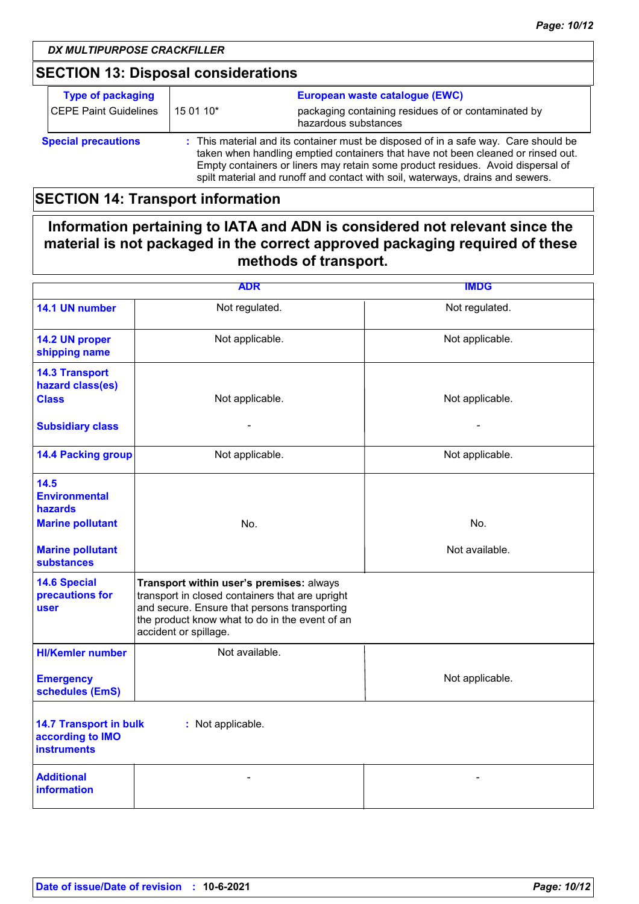## SECTION 13: Disposal considerations

| Type of packaging | | European waste catalogue (EWC) |
|---|---|---|
| CEPE Paint Guidelines | 15 01 10* | packaging containing residues of or contaminated by hazardous substances |

**Special precautions** : This material and its container must be disposed of in a safe way. Care should be taken when handling emptied containers that have not been cleaned or rinsed out. Empty containers or liners may retain some product residues. Avoid dispersal of spilt material and runoff and contact with soil, waterways, drains and sewers.

## SECTION 14: Transport information

**Information pertaining to IATA and ADN is considered not relevant since the material is not packaged in the correct approved packaging required of these methods of transport.**

| | ADR | IMDG |
|---|---|---|
| **14.1 UN number** | Not regulated. | Not regulated. |
| **14.2 UN proper shipping name** | Not applicable. | Not applicable. |
| **14.3 Transport hazard class(es)** **Class** | Not applicable. | Not applicable. |
| **Subsidiary class** | - | - |
| **14.4 Packing group** | Not applicable. | Not applicable. |
| **14.5 Environmental hazards** **Marine pollutant** | No. | No. |
| **Marine pollutant substances** | | Not available. |
| **14.6 Special precautions for user** | **Transport within user's premises:** always transport in closed containers that are upright and secure. Ensure that persons transporting the product know what to do in the event of an accident or spillage. | |
| **HI/Kemler number** | Not available. | |
| **Emergency schedules (EmS)** | | Not applicable. |

**14.7 Transport in bulk according to IMO instruments** : Not applicable.

| | | |
|---|---|---|
| **Additional information** | - | - |

**Date of issue/Date of revision** : **10-6-2021**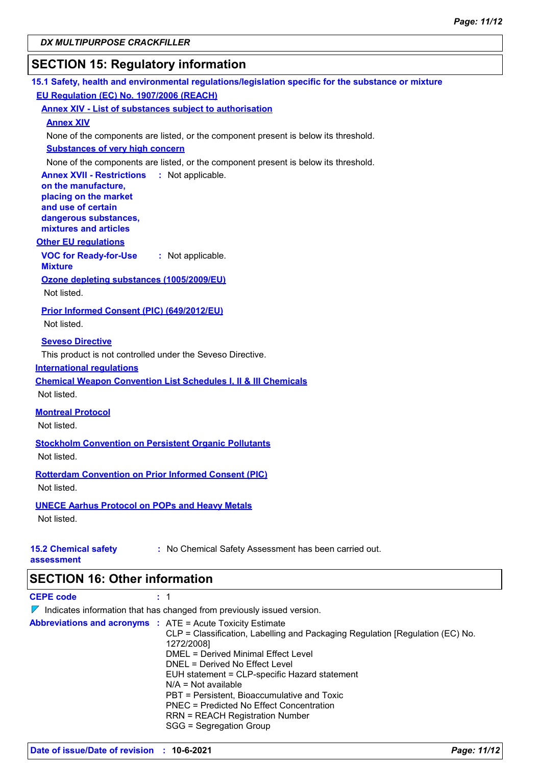**DX MULTIPURPOSE CRACKFILLER**

## SECTION 15: Regulatory information

### 15.1 Safety, health and environmental regulations/legislation specific for the substance or mixture

**EU Regulation (EC) No. 1907/2006 (REACH)**

**Annex XIV - List of substances subject to authorisation**

**Annex XIV**

None of the components are listed, or the component present is below its threshold.

**Substances of very high concern**

None of the components are listed, or the component present is below its threshold.

**Annex XVII - Restrictions on the manufacture, placing on the market and use of certain dangerous substances, mixtures and articles** : Not applicable.

**Other EU regulations**

**VOC for Ready-for-Use Mixture** : Not applicable.

**Ozone depleting substances (1005/2009/EU)**

Not listed.

**Prior Informed Consent (PIC) (649/2012/EU)**

Not listed.

**Seveso Directive**

This product is not controlled under the Seveso Directive.

**International regulations**

**Chemical Weapon Convention List Schedules I, II & III Chemicals**

Not listed.

**Montreal Protocol**

Not listed.

**Stockholm Convention on Persistent Organic Pollutants**

Not listed.

**Rotterdam Convention on Prior Informed Consent (PIC)**

Not listed.

**UNECE Aarhus Protocol on POPs and Heavy Metals**

Not listed.

**15.2 Chemical safety assessment** : No Chemical Safety Assessment has been carried out.

## SECTION 16: Other information

**CEPE code** : 1

Indicates information that has changed from previously issued version.

**Abbreviations and acronyms** :
ATE = Acute Toxicity Estimate
CLP = Classification, Labelling and Packaging Regulation [Regulation (EC) No. 1272/2008]
DMEL = Derived Minimal Effect Level
DNEL = Derived No Effect Level
EUH statement = CLP-specific Hazard statement
N/A = Not available
PBT = Persistent, Bioaccumulative and Toxic
PNEC = Predicted No Effect Concentration
RRN = REACH Registration Number
SGG = Segregation Group

**Date of issue/Date of revision** : **10-6-2021**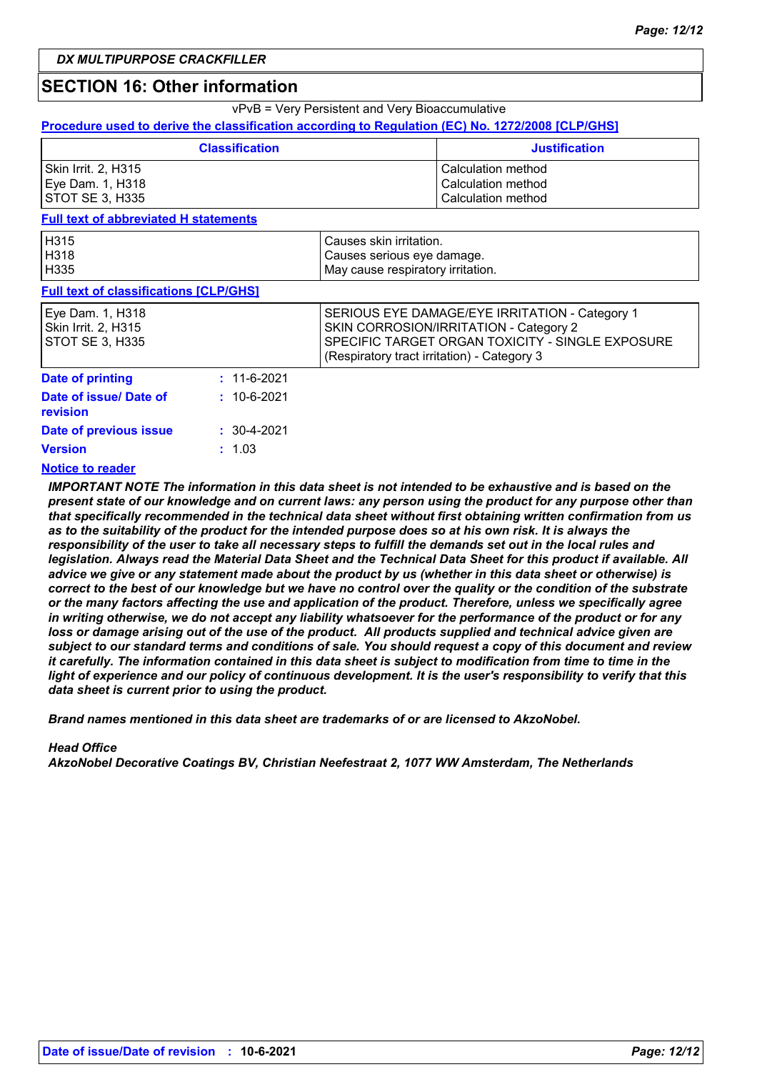## SECTION 16: Other information

vPvB = Very Persistent and Very Bioaccumulative

**Procedure used to derive the classification according to Regulation (EC) No. 1272/2008 [CLP/GHS]**

| Classification | Justification |
|---|---|
| Skin Irrit. 2, H315<br>Eye Dam. 1, H318<br>STOT SE 3, H335 | Calculation method<br>Calculation method<br>Calculation method |

**Full text of abbreviated H statements**

| | |
|---|---|
| H315<br>H318<br>H335 | Causes skin irritation.<br>Causes serious eye damage.<br>May cause respiratory irritation. |

**Full text of classifications [CLP/GHS]**

| | |
|---|---|
| Eye Dam. 1, H318<br>Skin Irrit. 2, H315<br>STOT SE 3, H335 | SERIOUS EYE DAMAGE/EYE IRRITATION - Category 1<br>SKIN CORROSION/IRRITATION - Category 2<br>SPECIFIC TARGET ORGAN TOXICITY - SINGLE EXPOSURE (Respiratory tract irritation) - Category 3 |

**Date of printing** : 11-6-2021

**Date of issue/ Date of revision** : 10-6-2021

**Date of previous issue** : 30-4-2021

**Version** : 1.03

**Notice to reader**

***IMPORTANT NOTE The information in this data sheet is not intended to be exhaustive and is based on the present state of our knowledge and on current laws: any person using the product for any purpose other than that specifically recommended in the technical data sheet without first obtaining written confirmation from us as to the suitability of the product for the intended purpose does so at his own risk. It is always the responsibility of the user to take all necessary steps to fulfill the demands set out in the local rules and legislation. Always read the Material Data Sheet and the Technical Data Sheet for this product if available. All advice we give or any statement made about the product by us (whether in this data sheet or otherwise) is correct to the best of our knowledge but we have no control over the quality or the condition of the substrate or the many factors affecting the use and application of the product. Therefore, unless we specifically agree in writing otherwise, we do not accept any liability whatsoever for the performance of the product or for any loss or damage arising out of the use of the product. All products supplied and technical advice given are subject to our standard terms and conditions of sale. You should request a copy of this document and review it carefully. The information contained in this data sheet is subject to modification from time to time in the light of experience and our policy of continuous development. It is the user's responsibility to verify that this data sheet is current prior to using the product.***

***Brand names mentioned in this data sheet are trademarks of or are licensed to AkzoNobel.***

***Head Office***
***AkzoNobel Decorative Coatings BV, Christian Neefestraat 2, 1077 WW Amsterdam, The Netherlands***